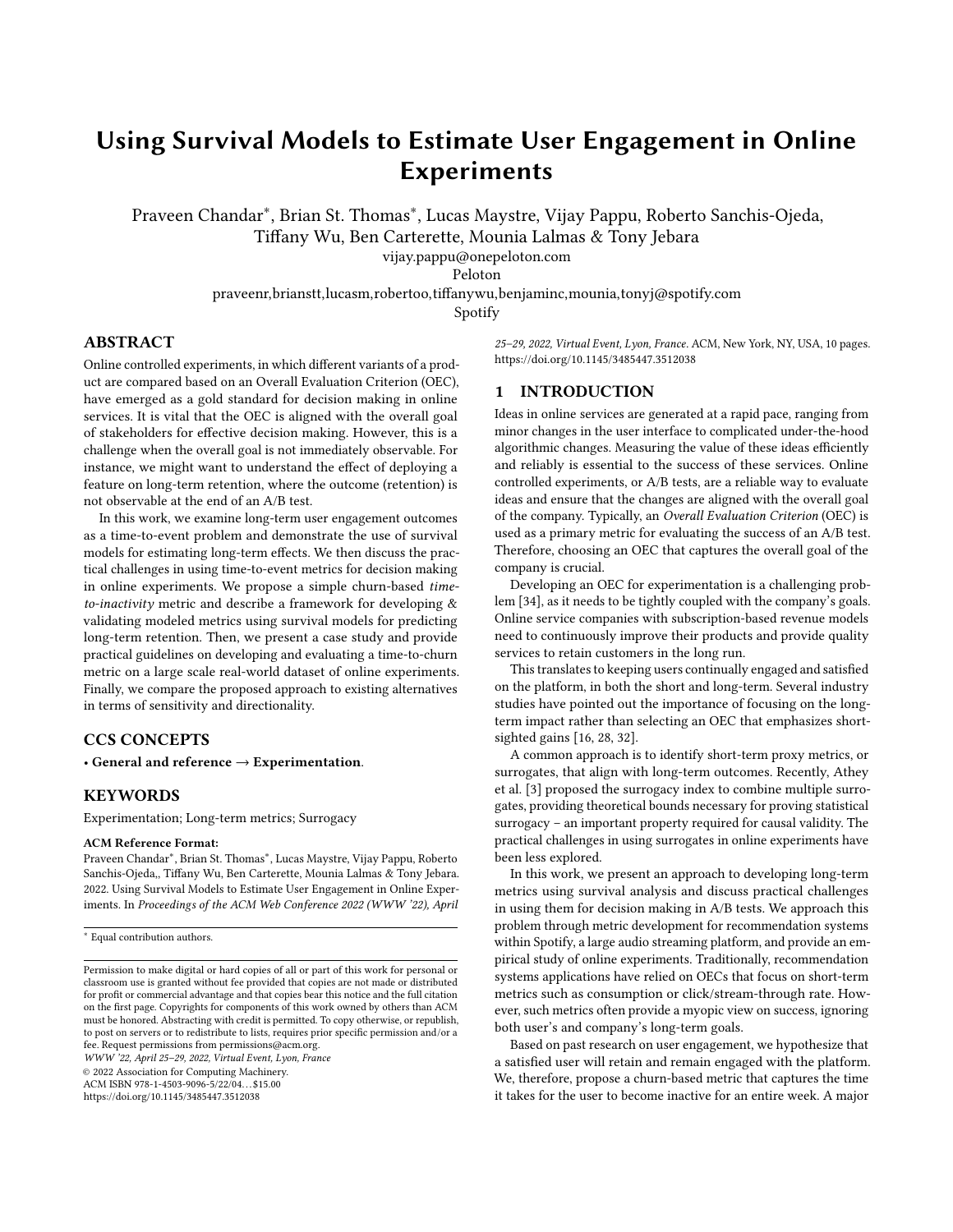# Using Survival Models to Estimate User Engagement in Online Experiments

Praveen Chandar*, Brian St. Thomas*, Lucas Maystre, Vijay Pappu, Roberto Sanchis-Ojeda, Tiffany Wu, Ben Carterette, Mounia Lalmas & Tony Jebara

vijay.pappu@onepeloton.com

Peloton

praveenr,brianstt,lucasm,robertoo,tiffanywu,benjaminc,mounia,tonyj@spotify.com

Spotify

## ABSTRACT

Online controlled experiments, in which different variants of a product are compared based on an Overall Evaluation Criterion (OEC), have emerged as a gold standard for decision making in online services. It is vital that the OEC is aligned with the overall goal of stakeholders for effective decision making. However, this is a challenge when the overall goal is not immediately observable. For instance, we might want to understand the effect of deploying a feature on long-term retention, where the outcome (retention) is not observable at the end of an A/B test.

In this work, we examine long-term user engagement outcomes as a time-to-event problem and demonstrate the use of survival models for estimating long-term effects. We then discuss the practical challenges in using time-to-event metrics for decision making in online experiments. We propose a simple churn-based *time-to-inactivity* metric and describe a framework for developing & validating modeled metrics using survival models for predicting long-term retention. Then, we present a case study and provide practical guidelines on developing and evaluating a time-to-churn metric on a large scale real-world dataset of online experiments. Finally, we compare the proposed approach to existing alternatives in terms of sensitivity and directionality.

## CCS CONCEPTS

• **General and reference** → **Experimentation**.

## KEYWORDS

Experimentation; Long-term metrics; Surrogacy

**ACM Reference Format:**

Praveen Chandar*, Brian St. Thomas*, Lucas Maystre, Vijay Pappu, Roberto Sanchis-Ojeda,, Tiffany Wu, Ben Carterette, Mounia Lalmas & Tony Jebara. 2022. Using Survival Models to Estimate User Engagement in Online Experiments. In *Proceedings of the ACM Web Conference 2022 (WWW '22), April 25–29, 2022, Virtual Event, Lyon, France.* ACM, New York, NY, USA, 10 pages. https://doi.org/10.1145/3485447.3512038

* Equal contribution authors.

Permission to make digital or hard copies of all or part of this work for personal or classroom use is granted without fee provided that copies are not made or distributed for profit or commercial advantage and that copies bear this notice and the full citation on the first page. Copyrights for components of this work owned by others than ACM must be honored. Abstracting with credit is permitted. To copy otherwise, or republish, to post on servers or to redistribute to lists, requires prior specific permission and/or a fee. Request permissions from permissions@acm.org.

*WWW '22, April 25–29, 2022, Virtual Event, Lyon, France*

© 2022 Association for Computing Machinery.

ACM ISBN 978-1-4503-9096-5/22/04…$15.00

https://doi.org/10.1145/3485447.3512038

## 1 INTRODUCTION

Ideas in online services are generated at a rapid pace, ranging from minor changes in the user interface to complicated under-the-hood algorithmic changes. Measuring the value of these ideas efficiently and reliably is essential to the success of these services. Online controlled experiments, or A/B tests, are a reliable way to evaluate ideas and ensure that the changes are aligned with the overall goal of the company. Typically, an *Overall Evaluation Criterion* (OEC) is used as a primary metric for evaluating the success of an A/B test. Therefore, choosing an OEC that captures the overall goal of the company is crucial.

Developing an OEC for experimentation is a challenging problem [34], as it needs to be tightly coupled with the company's goals. Online service companies with subscription-based revenue models need to continuously improve their products and provide quality services to retain customers in the long run.

This translates to keeping users continually engaged and satisfied on the platform, in both the short and long-term. Several industry studies have pointed out the importance of focusing on the long-term impact rather than selecting an OEC that emphasizes short-sighted gains [16, 28, 32].

A common approach is to identify short-term proxy metrics, or surrogates, that align with long-term outcomes. Recently, Athey et al. [3] proposed the surrogacy index to combine multiple surrogates, providing theoretical bounds necessary for proving statistical surrogacy – an important property required for causal validity. The practical challenges in using surrogates in online experiments have been less explored.

In this work, we present an approach to developing long-term metrics using survival analysis and discuss practical challenges in using them for decision making in A/B tests. We approach this problem through metric development for recommendation systems within Spotify, a large audio streaming platform, and provide an empirical study of online experiments. Traditionally, recommendation systems applications have relied on OECs that focus on short-term metrics such as consumption or click/stream-through rate. However, such metrics often provide a myopic view on success, ignoring both user's and company's long-term goals.

Based on past research on user engagement, we hypothesize that a satisfied user will retain and remain engaged with the platform. We, therefore, propose a churn-based metric that captures the time it takes for the user to become inactive for an entire week. A major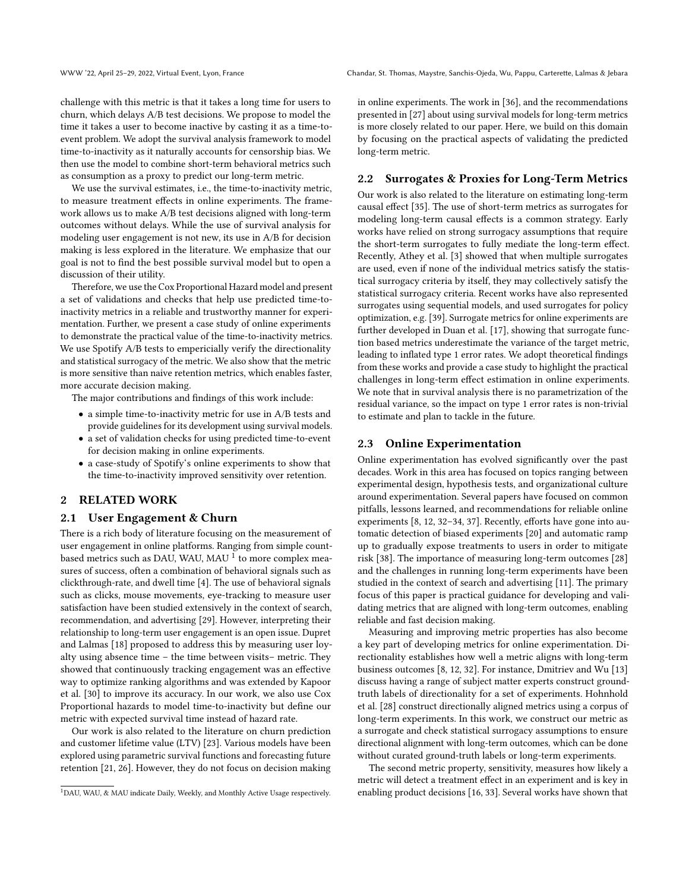challenge with this metric is that it takes a long time for users to churn, which delays A/B test decisions. We propose to model the time it takes a user to become inactive by casting it as a time-to-event problem. We adopt the survival analysis framework to model time-to-inactivity as it naturally accounts for censorship bias. We then use the model to combine short-term behavioral metrics such as consumption as a proxy to predict our long-term metric.

We use the survival estimates, i.e., the time-to-inactivity metric, to measure treatment effects in online experiments. The framework allows us to make A/B test decisions aligned with long-term outcomes without delays. While the use of survival analysis for modeling user engagement is not new, its use in A/B for decision making is less explored in the literature. We emphasize that our goal is not to find the best possible survival model but to open a discussion of their utility.

Therefore, we use the Cox Proportional Hazard model and present a set of validations and checks that help use predicted time-to-inactivity metrics in a reliable and trustworthy manner for experimentation. Further, we present a case study of online experiments to demonstrate the practical value of the time-to-inactivity metrics. We use Spotify A/B tests to empericially verify the directionality and statistical surrogacy of the metric. We also show that the metric is more sensitive than naive retention metrics, which enables faster, more accurate decision making.

The major contributions and findings of this work include:

- a simple time-to-inactivity metric for use in A/B tests and provide guidelines for its development using survival models.
- a set of validation checks for using predicted time-to-event for decision making in online experiments.
- a case-study of Spotify's online experiments to show that the time-to-inactivity improved sensitivity over retention.

## 2 RELATED WORK

### 2.1 User Engagement & Churn

There is a rich body of literature focusing on the measurement of user engagement in online platforms. Ranging from simple count-based metrics such as DAU, WAU, MAU [1] to more complex measures of success, often a combination of behavioral signals such as clickthrough-rate, and dwell time [4]. The use of behavioral signals such as clicks, mouse movements, eye-tracking to measure user satisfaction have been studied extensively in the context of search, recommendation, and advertising [29]. However, interpreting their relationship to long-term user engagement is an open issue. Dupret and Lalmas [18] proposed to address this by measuring user loyalty using absence time – the time between visits– metric. They showed that continuously tracking engagement was an effective way to optimize ranking algorithms and was extended by Kapoor et al. [30] to improve its accuracy. In our work, we also use Cox Proportional hazards to model time-to-inactivity but define our metric with expected survival time instead of hazard rate.

Our work is also related to the literature on churn prediction and customer lifetime value (LTV) [23]. Various models have been explored using parametric survival functions and forecasting future retention [21, 26]. However, they do not focus on decision making in online experiments. The work in [36], and the recommendations presented in [27] about using survival models for long-term metrics is more closely related to our paper. Here, we build on this domain by focusing on the practical aspects of validating the predicted long-term metric.

[1] DAU, WAU, & MAU indicate Daily, Weekly, and Monthly Active Usage respectively.

### 2.2 Surrogates & Proxies for Long-Term Metrics

Our work is also related to the literature on estimating long-term causal effect [35]. The use of short-term metrics as surrogates for modeling long-term causal effects is a common strategy. Early works have relied on strong surrogacy assumptions that require the short-term surrogates to fully mediate the long-term effect. Recently, Athey et al. [3] showed that when multiple surrogates are used, even if none of the individual metrics satisfy the statistical surrogacy criteria by itself, they may collectively satisfy the statistical surrogacy criteria. Recent works have also represented surrogates using sequential models, and used surrogates for policy optimization, e.g. [39]. Surrogate metrics for online experiments are further developed in Duan et al. [17], showing that surrogate function based metrics underestimate the variance of the target metric, leading to inflated type 1 error rates. We adopt theoretical findings from these works and provide a case study to highlight the practical challenges in long-term effect estimation in online experiments. We note that in survival analysis there is no parametrization of the residual variance, so the impact on type 1 error rates is non-trivial to estimate and plan to tackle in the future.

### 2.3 Online Experimentation

Online experimentation has evolved significantly over the past decades. Work in this area has focused on topics ranging between experimental design, hypothesis tests, and organizational culture around experimentation. Several papers have focused on common pitfalls, lessons learned, and recommendations for reliable online experiments [8, 12, 32–34, 37]. Recently, efforts have gone into automatic detection of biased experiments [20] and automatic ramp up to gradually expose treatments to users in order to mitigate risk [38]. The importance of measuring long-term outcomes [28] and the challenges in running long-term experiments have been studied in the context of search and advertising [11]. The primary focus of this paper is practical guidance for developing and validating metrics that are aligned with long-term outcomes, enabling reliable and fast decision making.

Measuring and improving metric properties has also become a key part of developing metrics for online experimentation. Directionality establishes how well a metric aligns with long-term business outcomes [8, 12, 32]. For instance, Dmitriev and Wu [13] discuss having a range of subject matter experts construct ground-truth labels of directionality for a set of experiments. Hohnhold et al. [28] construct directionally aligned metrics using a corpus of long-term experiments. In this work, we construct our metric as a surrogate and check statistical surrogacy assumptions to ensure directional alignment with long-term outcomes, which can be done without curated ground-truth labels or long-term experiments.

The second metric property, sensitivity, measures how likely a metric will detect a treatment effect in an experiment and is key in enabling product decisions [16, 33]. Several works have shown that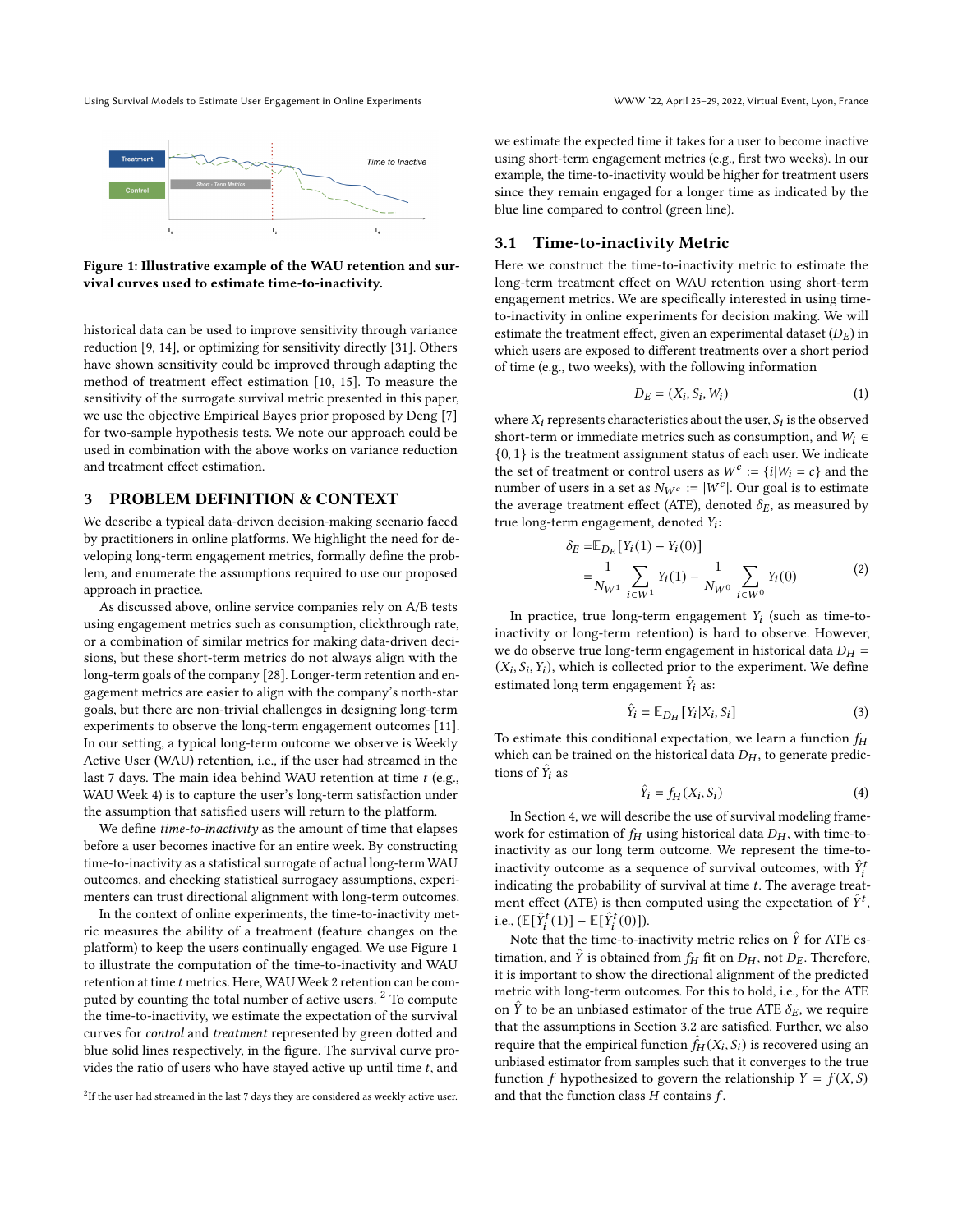Figure 1: Illustrative example of the WAU retention and survival curves used to estimate time-to-inactivity.

historical data can be used to improve sensitivity through variance reduction [9, 14], or optimizing for sensitivity directly [31]. Others have shown sensitivity could be improved through adapting the method of treatment effect estimation [10, 15]. To measure the sensitivity of the surrogate survival metric presented in this paper, we use the objective Empirical Bayes prior proposed by Deng [7] for two-sample hypothesis tests. We note our approach could be used in combination with the above works on variance reduction and treatment effect estimation.

## 3 PROBLEM DEFINITION & CONTEXT

We describe a typical data-driven decision-making scenario faced by practitioners in online platforms. We highlight the need for developing long-term engagement metrics, formally define the problem, and enumerate the assumptions required to use our proposed approach in practice.

As discussed above, online service companies rely on A/B tests using engagement metrics such as consumption, clickthrough rate, or a combination of similar metrics for making data-driven decisions, but these short-term metrics do not always align with the long-term goals of the company [28]. Longer-term retention and engagement metrics are easier to align with the company's north-star goals, but there are non-trivial challenges in designing long-term experiments to observe the long-term engagement outcomes [11]. In our setting, a typical long-term outcome we observe is Weekly Active User (WAU) retention, i.e., if the user had streamed in the last 7 days. The main idea behind WAU retention at time $t$ (e.g., WAU Week 4) is to capture the user's long-term satisfaction under the assumption that satisfied users will return to the platform.

We define *time-to-inactivity* as the amount of time that elapses before a user becomes inactive for an entire week. By constructing time-to-inactivity as a statistical surrogate of actual long-term WAU outcomes, and checking statistical surrogacy assumptions, experimenters can trust directional alignment with long-term outcomes.

In the context of online experiments, the time-to-inactivity metric measures the ability of a treatment (feature changes on the platform) to keep the users continually engaged. We use Figure 1 to illustrate the computation of the time-to-inactivity and WAU retention at time $t$ metrics. Here, WAU Week 2 retention can be computed by counting the total number of active users. [2] To compute the time-to-inactivity, we estimate the expectation of the survival curves for *control* and *treatment* represented by green dotted and blue solid lines respectively, in the figure. The survival curve provides the ratio of users who have stayed active up until time $t$, and we estimate the expected time it takes for a user to become inactive using short-term engagement metrics (e.g., first two weeks). In our example, the time-to-inactivity would be higher for treatment users since they remain engaged for a longer time as indicated by the blue line compared to control (green line).

### 3.1 Time-to-inactivity Metric

Here we construct the time-to-inactivity metric to estimate the long-term treatment effect on WAU retention using short-term engagement metrics. We are specifically interested in using time-to-inactivity in online experiments for decision making. We will estimate the treatment effect, given an experimental dataset ($D_E$) in which users are exposed to different treatments over a short period of time (e.g., two weeks), with the following information

$$D_E = (X_i, S_i, W_i) \tag{1}$$

where $X_i$ represents characteristics about the user, $S_i$ is the observed short-term or immediate metrics such as consumption, and $W_i \in \{0, 1\}$ is the treatment assignment status of each user. We indicate the set of treatment or control users as $W^c := \{i | W_i = c\}$ and the number of users in a set as $N_{W^c} := |W^c|$. Our goal is to estimate the average treatment effect (ATE), denoted $\delta_E$, as measured by true long-term engagement, denoted $Y_i$:

$$\begin{aligned}\delta_E =& \mathbb{E}_{D_E}[Y_i(1) - Y_i(0)] \\ =& \frac{1}{N_{W^1}} \sum_{i \in W^1} Y_i(1) - \frac{1}{N_{W^0}} \sum_{i \in W^0} Y_i(0)\end{aligned} \tag{2}$$

In practice, true long-term engagement $Y_i$ (such as time-to-inactivity or long-term retention) is hard to observe. However, we do observe true long-term engagement in historical data $D_H = (X_i, S_i, Y_i)$, which is collected prior to the experiment. We define estimated long term engagement $\hat{Y}_i$ as:

$$\hat{Y}_i = \mathbb{E}_{D_H}[Y_i | X_i, S_i] \tag{3}$$

To estimate this conditional expectation, we learn a function $f_H$ which can be trained on the historical data $D_H$, to generate predictions of $\hat{Y}_i$ as

$$\hat{Y}_i = f_H(X_i, S_i) \tag{4}$$

In Section 4, we will describe the use of survival modeling framework for estimation of $f_H$ using historical data $D_H$, with time-to-inactivity as our long term outcome. We represent the time-to-inactivity outcome as a sequence of survival outcomes, with $\hat{Y}_i^t$ indicating the probability of survival at time $t$. The average treatment effect (ATE) is then computed using the expectation of $\hat{Y}^t$, i.e., $(\mathbb{E}[\hat{Y}_i^t(1)] - \mathbb{E}[\hat{Y}_i^t(0)])$.

Note that the time-to-inactivity metric relies on $\hat{Y}$ for ATE estimation, and $\hat{Y}$ is obtained from $f_H$ fit on $D_H$, not $D_E$. Therefore, it is important to show the directional alignment of the predicted metric with long-term outcomes. For this to hold, i.e., for the ATE on $\hat{Y}$ to be an unbiased estimator of the true ATE $\delta_E$, we require that the assumptions in Section 3.2 are satisfied. Further, we also require that the empirical function $\hat{f}_H(X_i, S_i)$ is recovered using an unbiased estimator from samples such that it converges to the true function $f$ hypothesized to govern the relationship $Y = f(X, S)$ and that the function class $H$ contains $f$.

[2] If the user had streamed in the last 7 days they are considered as weekly active user.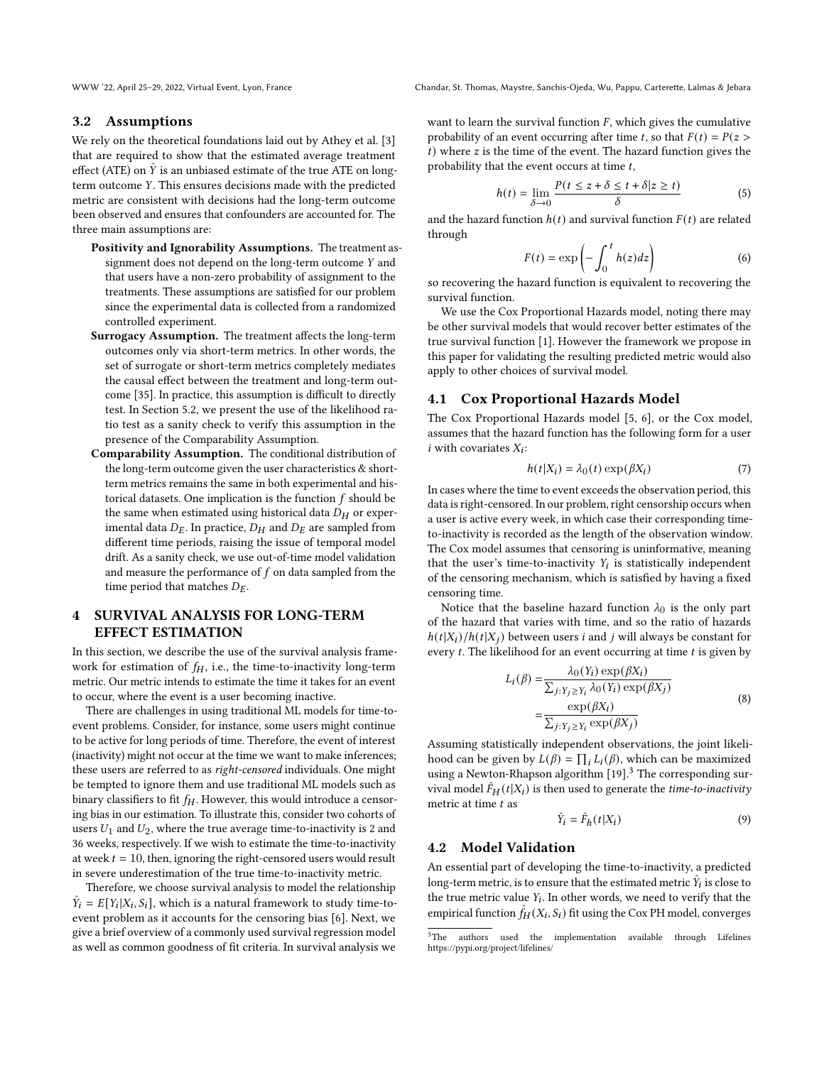### 3.2 Assumptions

We rely on the theoretical foundations laid out by Athey et al. [3] that are required to show that the estimated average treatment effect (ATE) on $\hat{Y}$ is an unbiased estimate of the true ATE on long-term outcome $Y$. This ensures decisions made with the predicted metric are consistent with decisions had the long-term outcome been observed and ensures that confounders are accounted for. The three main assumptions are:

**Positivity and Ignorability Assumptions.** The treatment assignment does not depend on the long-term outcome $Y$ and that users have a non-zero probability of assignment to the treatments. These assumptions are satisfied for our problem since the experimental data is collected from a randomized controlled experiment.

**Surrogacy Assumption.** The treatment affects the long-term outcomes only via short-term metrics. In other words, the set of surrogate or short-term metrics completely mediates the causal effect between the treatment and long-term outcome [35]. In practice, this assumption is difficult to directly test. In Section 5.2, we present the use of the likelihood ratio test as a sanity check to verify this assumption in the presence of the Comparability Assumption.

**Comparability Assumption.** The conditional distribution of the long-term outcome given the user characteristics & short-term metrics remains the same in both experimental and historical datasets. One implication is the function $f$ should be the same when estimated using historical data $D_H$ or experimental data $D_E$. In practice, $D_H$ and $D_E$ are sampled from different time periods, raising the issue of temporal model drift. As a sanity check, we use out-of-time model validation and measure the performance of $f$ on data sampled from the time period that matches $D_E$.

## 4 SURVIVAL ANALYSIS FOR LONG-TERM EFFECT ESTIMATION

In this section, we describe the use of the survival analysis framework for estimation of $f_H$, i.e., the time-to-inactivity long-term metric. Our metric intends to estimate the time it takes for an event to occur, where the event is a user becoming inactive.

There are challenges in using traditional ML models for time-to-event problems. Consider, for instance, some users might continue to be active for long periods of time. Therefore, the event of interest (inactivity) might not occur at the time we want to make inferences; these users are referred to as *right-censored* individuals. One might be tempted to ignore them and use traditional ML models such as binary classifiers to fit $f_H$. However, this would introduce a censoring bias in our estimation. To illustrate this, consider two cohorts of users $U_1$ and $U_2$, where the true average time-to-inactivity is 2 and 36 weeks, respectively. If we wish to estimate the time-to-inactivity at week $t = 10$, then, ignoring the right-censored users would result in severe underestimation of the true time-to-inactivity metric.

Therefore, we choose survival analysis to model the relationship $\hat{Y}_i = E[Y_i|X_i, S_i]$, which is a natural framework to study time-to-event problem as it accounts for the censoring bias [6]. Next, we give a brief overview of a commonly used survival regression model as well as common goodness of fit criteria. In survival analysis we want to learn the survival function $F$, which gives the cumulative probability of an event occurring after time $t$, so that $F(t) = P(z > t)$ where $z$ is the time of the event. The hazard function gives the probability that the event occurs at time $t$,

$$h(t) = \lim_{\delta \to 0} \frac{P(t \le z + \delta \le t + \delta | z \ge t)}{\delta} \tag{5}$$

and the hazard function $h(t)$ and survival function $F(t)$ are related through

$$F(t) = \exp\left(-\int_0^t h(z)dz\right) \tag{6}$$

so recovering the hazard function is equivalent to recovering the survival function.

We use the Cox Proportional Hazards model, noting there may be other survival models that would recover better estimates of the true survival function [1]. However the framework we propose in this paper for validating the resulting predicted metric would also apply to other choices of survival model.

### 4.1 Cox Proportional Hazards Model

The Cox Proportional Hazards model [5, 6], or the Cox model, assumes that the hazard function has the following form for a user $i$ with covariates $X_i$:

$$h(t|X_i) = \lambda_0(t)\exp(\beta X_i) \tag{7}$$

In cases where the time to event exceeds the observation period, this data is right-censored. In our problem, right censorship occurs when a user is active every week, in which case their corresponding time-to-inactivity is recorded as the length of the observation window. The Cox model assumes that censoring is uninformative, meaning that the user's time-to-inactivity $Y_i$ is statistically independent of the censoring mechanism, which is satisfied by having a fixed censoring time.

Notice that the baseline hazard function $\lambda_0$ is the only part of the hazard that varies with time, and so the ratio of hazards $h(t|X_i)/h(t|X_j)$ between users $i$ and $j$ will always be constant for every $t$. The likelihood for an event occurring at time $t$ is given by

$$\begin{aligned} L_i(\beta) &= \frac{\lambda_0(Y_i)\exp(\beta X_i)}{\sum_{j:Y_j \ge Y_i} \lambda_0(Y_i)\exp(\beta X_j)} \\ &= \frac{\exp(\beta X_i)}{\sum_{j:Y_j \ge Y_i} \exp(\beta X_j)} \end{aligned} \tag{8}$$

Assuming statistically independent observations, the joint likelihood can be given by $L(\beta) = \prod_i L_i(\beta)$, which can be maximized using a Newton-Raphson algorithm [19].[3] The corresponding survival model $\hat{F}_H(t|X_i)$ is then used to generate the *time-to-inactivity* metric at time $t$ as

$$\hat{Y}_i = \hat{F}_h(t|X_i) \tag{9}$$

### 4.2 Model Validation

An essential part of developing the time-to-inactivity, a predicted long-term metric, is to ensure that the estimated metric $\hat{Y}_i$ is close to the true metric value $Y_i$. In other words, we need to verify that the empirical function $\hat{f}_H(X_i, S_i)$ fit using the Cox PH model, converges

[3] The authors used the implementation available through Lifelines https://pypi.org/project/lifelines/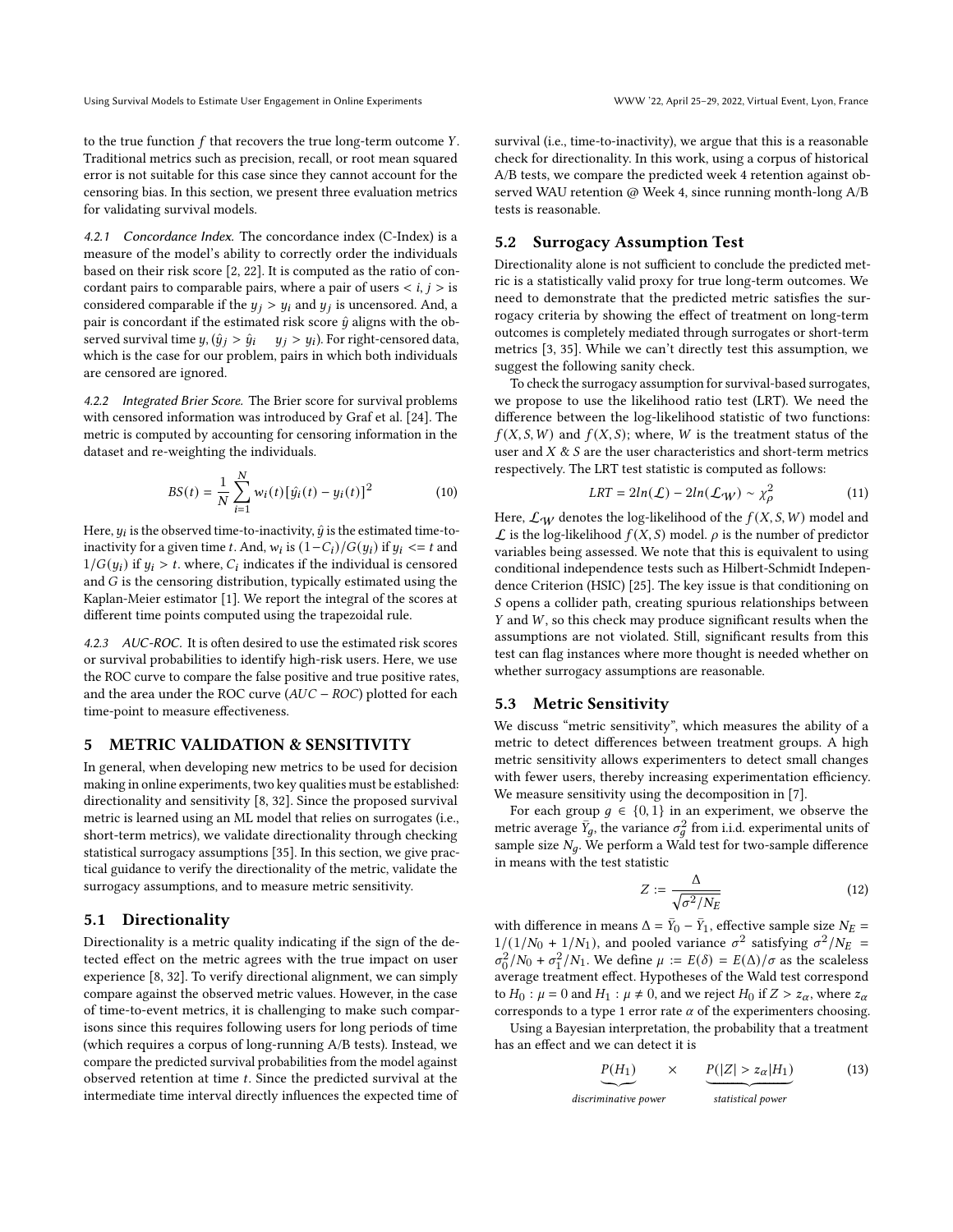to the true function $f$ that recovers the true long-term outcome $Y$. Traditional metrics such as precision, recall, or root mean squared error is not suitable for this case since they cannot account for the censoring bias. In this section, we present three evaluation metrics for validating survival models.

#### 4.2.1 Concordance Index.

The concordance index (C-Index) is a measure of the model's ability to correctly order the individuals based on their risk score [2, 22]. It is computed as the ratio of concordant pairs to comparable pairs, where a pair of users $< i, j >$ is considered comparable if the $y_j > y_i$ and $y_j$ is uncensored. And, a pair is concordant if the estimated risk score $\hat{y}$ aligns with the observed survival time $y$, $(\hat{y}_j > \hat{y}_i \quad y_j > y_i)$. For right-censored data, which is the case for our problem, pairs in which both individuals are censored are ignored.

#### 4.2.2 Integrated Brier Score.

The Brier score for survival problems with censored information was introduced by Graf et al. [24]. The metric is computed by accounting for censoring information in the dataset and re-weighting the individuals.

$$BS(t) = \frac{1}{N} \sum_{i=1}^{N} w_i(t) [\hat{y}_i(t) - y_i(t)]^2 \tag{10}$$

Here, $y_i$ is the observed time-to-inactivity, $\hat{y}$ is the estimated time-to-inactivity for a given time $t$. And, $w_i$ is $(1-C_i)/G(y_i)$ if $y_i <= t$ and $1/G(y_i)$ if $y_i > t$. where, $C_i$ indicates if the individual is censored and $G$ is the censoring distribution, typically estimated using the Kaplan-Meier estimator [1]. We report the integral of the scores at different time points computed using the trapezoidal rule.

#### 4.2.3 AUC-ROC.

It is often desired to use the estimated risk scores or survival probabilities to identify high-risk users. Here, we use the ROC curve to compare the false positive and true positive rates, and the area under the ROC curve ($AUC - ROC$) plotted for each time-point to measure effectiveness.

## 5 METRIC VALIDATION & SENSITIVITY

In general, when developing new metrics to be used for decision making in online experiments, two key qualities must be established: directionality and sensitivity [8, 32]. Since the proposed survival metric is learned using an ML model that relies on surrogates (i.e., short-term metrics), we validate directionality through checking statistical surrogacy assumptions [35]. In this section, we give practical guidance to verify the directionality of the metric, validate the surrogacy assumptions, and to measure metric sensitivity.

### 5.1 Directionality

Directionality is a metric quality indicating if the sign of the detected effect on the metric agrees with the true impact on user experience [8, 32]. To verify directional alignment, we can simply compare against the observed metric values. However, in the case of time-to-event metrics, it is challenging to make such comparisons since this requires following users for long periods of time (which requires a corpus of long-running A/B tests). Instead, we compare the predicted survival probabilities from the model against observed retention at time $t$. Since the predicted survival at the intermediate time interval directly influences the expected time of survival (i.e., time-to-inactivity), we argue that this is a reasonable check for directionality. In this work, using a corpus of historical A/B tests, we compare the predicted week 4 retention against observed WAU retention @ Week 4, since running month-long A/B tests is reasonable.

### 5.2 Surrogacy Assumption Test

Directionality alone is not sufficient to conclude the predicted metric is a statistically valid proxy for true long-term outcomes. We need to demonstrate that the predicted metric satisfies the surrogacy criteria by showing the effect of treatment on long-term outcomes is completely mediated through surrogates or short-term metrics [3, 35]. While we can't directly test this assumption, we suggest the following sanity check.

To check the surrogacy assumption for survival-based surrogates, we propose to use the likelihood ratio test (LRT). We need the difference between the log-likelihood statistic of two functions: $f(X, S, W)$ and $f(X, S)$; where, $W$ is the treatment status of the user and $X$ & $S$ are the user characteristics and short-term metrics respectively. The LRT test statistic is computed as follows:

$$LRT = 2ln(\mathcal{L}) - 2ln(\mathcal{L}_{\mathcal{W}}) \sim \chi^2_\rho \tag{11}$$

Here, $\mathcal{L}_{\mathcal{W}}$ denotes the log-likelihood of the $f(X, S, W)$ model and $\mathcal{L}$ is the log-likelihood $f(X, S)$ model. $\rho$ is the number of predictor variables being assessed. We note that this is equivalent to using conditional independence tests such as Hilbert-Schmidt Independence Criterion (HSIC) [25]. The key issue is that conditioning on $S$ opens a collider path, creating spurious relationships between $Y$ and $W$, so this check may produce significant results when the assumptions are not violated. Still, significant results from this test can flag instances where more thought is needed whether on whether surrogacy assumptions are reasonable.

### 5.3 Metric Sensitivity

We discuss "metric sensitivity", which measures the ability of a metric to detect differences between treatment groups. A high metric sensitivity allows experimenters to detect small changes with fewer users, thereby increasing experimentation efficiency. We measure sensitivity using the decomposition in [7].

For each group $g \in \{0, 1\}$ in an experiment, we observe the metric average $\bar{Y}_g$, the variance $\sigma_g^2$ from i.i.d. experimental units of sample size $N_g$. We perform a Wald test for two-sample difference in means with the test statistic

$$Z := \frac{\Delta}{\sqrt{\sigma^2/N_E}} \tag{12}$$

with difference in means $\Delta = \bar{Y}_0 - \bar{Y}_1$, effective sample size $N_E = 1/(1/N_0 + 1/N_1)$, and pooled variance $\sigma^2$ satisfying $\sigma^2/N_E = \sigma_0^2/N_0 + \sigma_1^2/N_1$. We define $\mu := E(\delta) = E(\Delta)/\sigma$ as the scaleless average treatment effect. Hypotheses of the Wald test correspond to $H_0 : \mu = 0$ and $H_1 : \mu \neq 0$, and we reject $H_0$ if $Z > z_\alpha$, where $z_\alpha$ corresponds to a type 1 error rate $\alpha$ of the experimenters choosing.

Using a Bayesian interpretation, the probability that a treatment has an effect and we can detect it is

$$\underbrace{P(H_1)}_{\textit{discriminative power}} \quad \times \quad \underbrace{P(|Z| > z_\alpha | H_1)}_{\textit{statistical power}} \tag{13}$$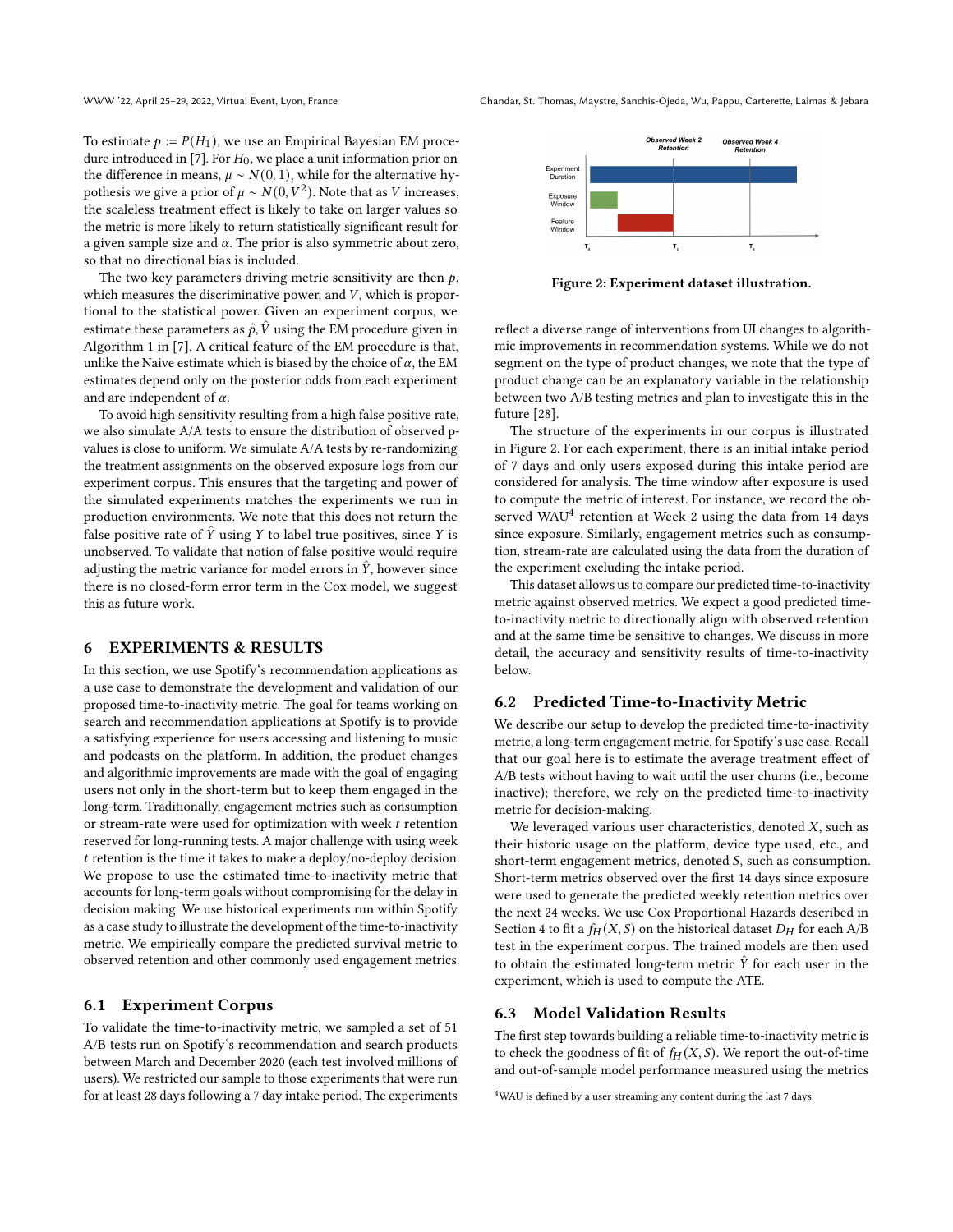To estimate $p := P(H_1)$, we use an Empirical Bayesian EM procedure introduced in [7]. For $H_0$, we place a unit information prior on the difference in means, $\mu \sim N(0, 1)$, while for the alternative hypothesis we give a prior of $\mu \sim N(0, V^2)$. Note that as $V$ increases, the scaleless treatment effect is likely to take on larger values so the metric is more likely to return statistically significant result for a given sample size and $\alpha$. The prior is also symmetric about zero, so that no directional bias is included.

The two key parameters driving metric sensitivity are then $p$, which measures the discriminative power, and $V$, which is proportional to the statistical power. Given an experiment corpus, we estimate these parameters as $\hat{p}, \hat{V}$ using the EM procedure given in Algorithm 1 in [7]. A critical feature of the EM procedure is that, unlike the Naive estimate which is biased by the choice of $\alpha$, the EM estimates depend only on the posterior odds from each experiment and are independent of $\alpha$.

To avoid high sensitivity resulting from a high false positive rate, we also simulate A/A tests to ensure the distribution of observed p-values is close to uniform. We simulate A/A tests by re-randomizing the treatment assignments on the observed exposure logs from our experiment corpus. This ensures that the targeting and power of the simulated experiments matches the experiments we run in production environments. We note that this does not return the false positive rate of $\hat{Y}$ using $Y$ to label true positives, since $Y$ is unobserved. To validate that notion of false positive would require adjusting the metric variance for model errors in $\hat{Y}$, however since there is no closed-form error term in the Cox model, we suggest this as future work.

## 6 EXPERIMENTS & RESULTS

In this section, we use Spotify's recommendation applications as a use case to demonstrate the development and validation of our proposed time-to-inactivity metric. The goal for teams working on search and recommendation applications at Spotify is to provide a satisfying experience for users accessing and listening to music and podcasts on the platform. In addition, the product changes and algorithmic improvements are made with the goal of engaging users not only in the short-term but to keep them engaged in the long-term. Traditionally, engagement metrics such as consumption or stream-rate were used for optimization with week $t$ retention reserved for long-running tests. A major challenge with using week $t$ retention is the time it takes to make a deploy/no-deploy decision. We propose to use the estimated time-to-inactivity metric that accounts for long-term goals without compromising for the delay in decision making. We use historical experiments run within Spotify as a case study to illustrate the development of the time-to-inactivity metric. We empirically compare the predicted survival metric to observed retention and other commonly used engagement metrics.

### 6.1 Experiment Corpus

To validate the time-to-inactivity metric, we sampled a set of 51 A/B tests run on Spotify's recommendation and search products between March and December 2020 (each test involved millions of users). We restricted our sample to those experiments that were run for at least 28 days following a 7 day intake period. The experiments reflect a diverse range of interventions from UI changes to algorithmic improvements in recommendation systems. While we do not segment on the type of product changes, we note that the type of product change can be an explanatory variable in the relationship between two A/B testing metrics and plan to investigate this in the future [28].

**Figure 2: Experiment dataset illustration.**

The structure of the experiments in our corpus is illustrated in Figure 2. For each experiment, there is an initial intake period of 7 days and only users exposed during this intake period are considered for analysis. The time window after exposure is used to compute the metric of interest. For instance, we record the observed WAU[4] retention at Week 2 using the data from 14 days since exposure. Similarly, engagement metrics such as consumption, stream-rate are calculated using the data from the duration of the experiment excluding the intake period.

This dataset allows us to compare our predicted time-to-inactivity metric against observed metrics. We expect a good predicted time-to-inactivity metric to directionally align with observed retention and at the same time be sensitive to changes. We discuss in more detail, the accuracy and sensitivity results of time-to-inactivity below.

### 6.2 Predicted Time-to-Inactivity Metric

We describe our setup to develop the predicted time-to-inactivity metric, a long-term engagement metric, for Spotify's use case. Recall that our goal here is to estimate the average treatment effect of A/B tests without having to wait until the user churns (i.e., become inactive); therefore, we rely on the predicted time-to-inactivity metric for decision-making.

We leveraged various user characteristics, denoted $X$, such as their historic usage on the platform, device type used, etc., and short-term engagement metrics, denoted $S$, such as consumption. Short-term metrics observed over the first 14 days since exposure were used to generate the predicted weekly retention metrics over the next 24 weeks. We use Cox Proportional Hazards described in Section 4 to fit a $f_H(X, S)$ on the historical dataset $D_H$ for each A/B test in the experiment corpus. The trained models are then used to obtain the estimated long-term metric $\hat{Y}$ for each user in the experiment, which is used to compute the ATE.

### 6.3 Model Validation Results

The first step towards building a reliable time-to-inactivity metric is to check the goodness of fit of $f_H(X, S)$. We report the out-of-time and out-of-sample model performance measured using the metrics

[4] WAU is defined by a user streaming any content during the last 7 days.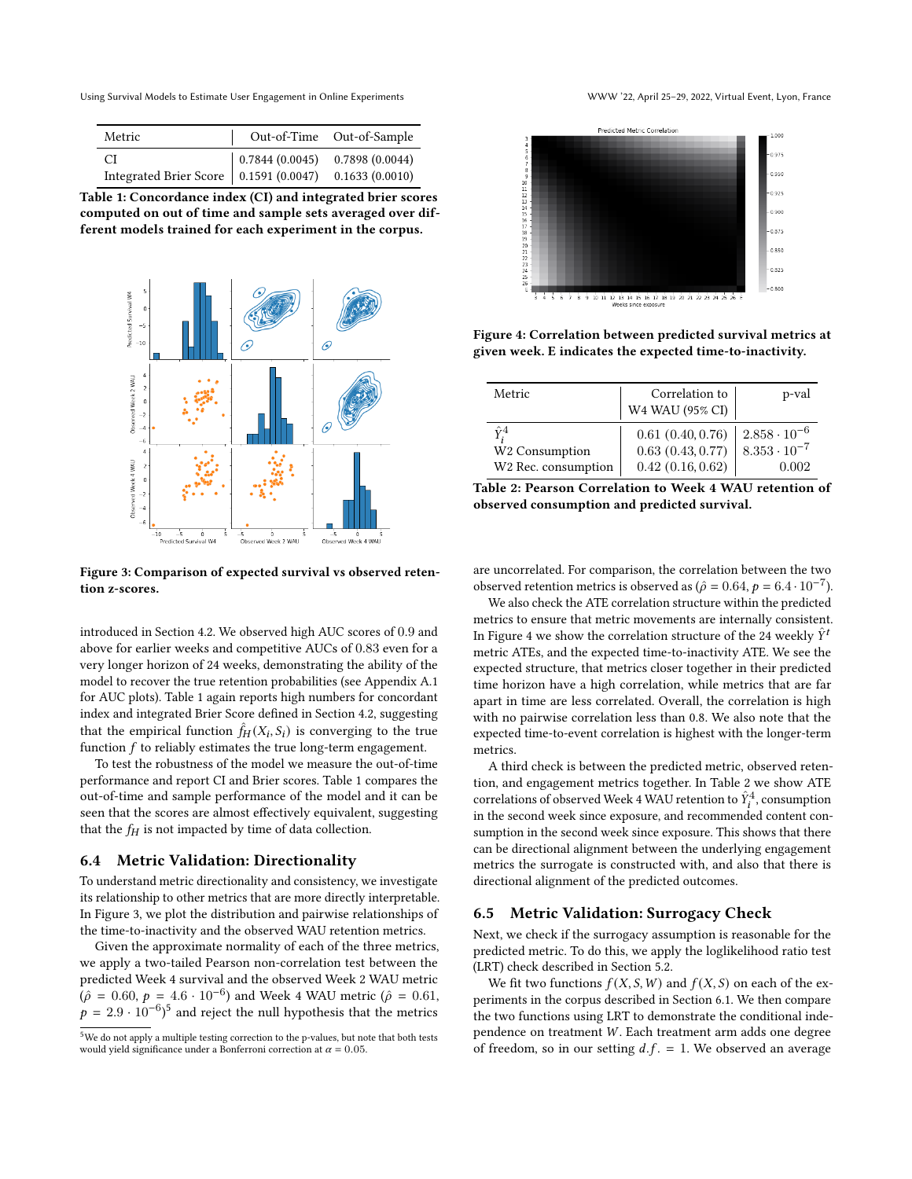| Metric | Out-of-Time | Out-of-Sample |
|---|---|---|
| CI | 0.7844 (0.0045) | 0.7898 (0.0044) |
| Integrated Brier Score | 0.1591 (0.0047) | 0.1633 (0.0010) |

**Table 1: Concordance index (CI) and integrated brier scores computed on out of time and sample sets averaged over different models trained for each experiment in the corpus.**

**Figure 3: Comparison of expected survival vs observed retention z-scores.**

introduced in Section 4.2. We observed high AUC scores of 0.9 and above for earlier weeks and competitive AUCs of 0.83 even for a very longer horizon of 24 weeks, demonstrating the ability of the model to recover the true retention probabilities (see Appendix A.1 for AUC plots). Table 1 again reports high numbers for concordant index and integrated Brier Score defined in Section 4.2, suggesting that the empirical function $\hat{f}_H(X_i, S_i)$ is converging to the true function $f$ to reliably estimates the true long-term engagement.

To test the robustness of the model we measure the out-of-time performance and report CI and Brier scores. Table 1 compares the out-of-time and sample performance of the model and it can be seen that the scores are almost effectively equivalent, suggesting that the $f_H$ is not impacted by time of data collection.

## 6.4 Metric Validation: Directionality

To understand metric directionality and consistency, we investigate its relationship to other metrics that are more directly interpretable. In Figure 3, we plot the distribution and pairwise relationships of the time-to-inactivity and the observed WAU retention metrics.

Given the approximate normality of each of the three metrics, we apply a two-tailed Pearson non-correlation test between the predicted Week 4 survival and the observed Week 2 WAU metric ($\hat{\rho} = 0.60$, $p = 4.6 \cdot 10^{-6}$) and Week 4 WAU metric ($\hat{\rho} = 0.61$, $p = 2.9 \cdot 10^{-6}$)[5] and reject the null hypothesis that the metrics are uncorrelated. For comparison, the correlation between the two observed retention metrics is observed as ($\hat{\rho} = 0.64$, $p = 6.4 \cdot 10^{-7}$).

We also check the ATE correlation structure within the predicted metrics to ensure that metric movements are internally consistent. In Figure 4 we show the correlation structure of the 24 weekly $\hat{Y}^t$ metric ATEs, and the expected time-to-inactivity ATE. We see the expected structure, that metrics closer together in their predicted time horizon have a high correlation, while metrics that are far apart in time are less correlated. Overall, the correlation is high with no pairwise correlation less than 0.8. We also note that the expected time-to-event correlation is highest with the longer-term metrics.

**Figure 4: Correlation between predicted survival metrics at given week. E indicates the expected time-to-inactivity.**

A third check is between the predicted metric, observed retention, and engagement metrics together. In Table 2 we show ATE correlations of observed Week 4 WAU retention to $\hat{Y}^4_i$, consumption in the second week since exposure, and recommended content consumption in the second week since exposure. This shows that there can be directional alignment between the underlying engagement metrics the surrogate is constructed with, and also that there is directional alignment of the predicted outcomes.

| Metric | Correlation to W4 WAU (95% CI) | p-val |
|---|---|---|
| $\hat{Y}^4_i$ | 0.61 (0.40, 0.76) | $2.858 \cdot 10^{-6}$ |
| W2 Consumption | 0.63 (0.43, 0.77) | $8.353 \cdot 10^{-7}$ |
| W2 Rec. consumption | 0.42 (0.16, 0.62) | 0.002 |

**Table 2: Pearson Correlation to Week 4 WAU retention of observed consumption and predicted survival.**

## 6.5 Metric Validation: Surrogacy Check

Next, we check if the surrogacy assumption is reasonable for the predicted metric. To do this, we apply the loglikelihood ratio test (LRT) check described in Section 5.2.

We fit two functions $f(X, S, W)$ and $f(X, S)$ on each of the experiments in the corpus described in Section 6.1. We then compare the two functions using LRT to demonstrate the conditional independence on treatment $W$. Each treatment arm adds one degree of freedom, so in our setting $d.f. = 1$. We observed an average

[5] We do not apply a multiple testing correction to the p-values, but note that both tests would yield significance under a Bonferroni correction at $\alpha = 0.05$.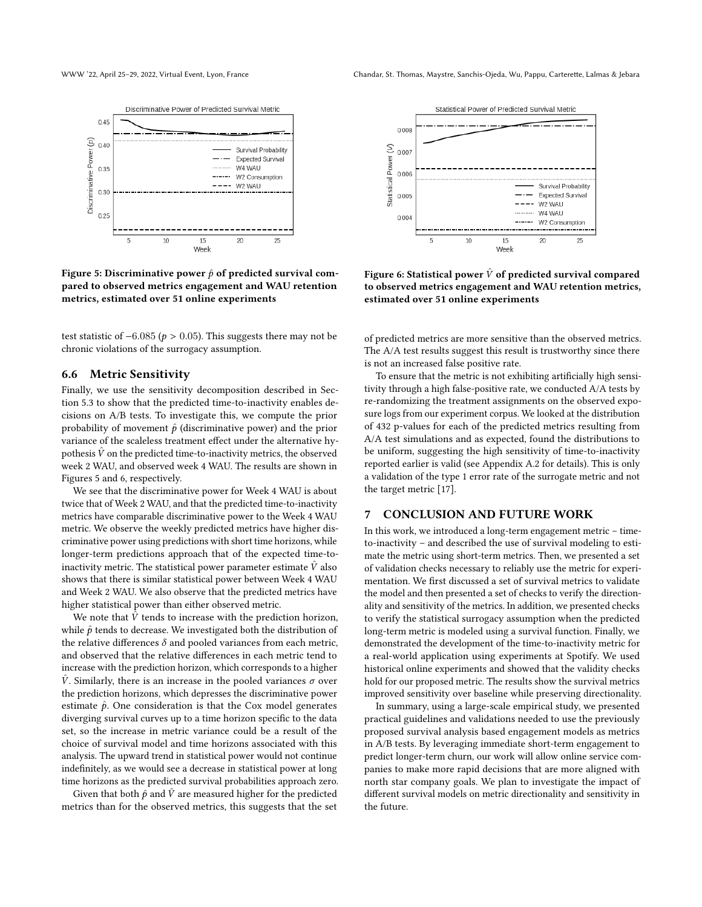Figure 5: Discriminative power $\hat{p}$ of predicted survival compared to observed metrics engagement and WAU retention metrics, estimated over 51 online experiments

Figure 6: Statistical power $\hat{V}$ of predicted survival compared to observed metrics engagement and WAU retention metrics, estimated over 51 online experiments

test statistic of −6.085 ($p > 0.05$). This suggests there may not be chronic violations of the surrogacy assumption.

## 6.6 Metric Sensitivity

Finally, we use the sensitivity decomposition described in Section 5.3 to show that the predicted time-to-inactivity enables decisions on A/B tests. To investigate this, we compute the prior probability of movement $\hat{p}$ (discriminative power) and the prior variance of the scaleless treatment effect under the alternative hypothesis $\hat{V}$ on the predicted time-to-inactivity metrics, the observed week 2 WAU, and observed week 4 WAU. The results are shown in Figures 5 and 6, respectively.

We see that the discriminative power for Week 4 WAU is about twice that of Week 2 WAU, and that the predicted time-to-inactivity metrics have comparable discriminative power to the Week 4 WAU metric. We observe the weekly predicted metrics have higher discriminative power using predictions with short time horizons, while longer-term predictions approach that of the expected time-to-inactivity metric. The statistical power parameter estimate $\hat{V}$ also shows that there is similar statistical power between Week 4 WAU and Week 2 WAU. We also observe that the predicted metrics have higher statistical power than either observed metric.

We note that $\hat{V}$ tends to increase with the prediction horizon, while $\hat{p}$ tends to decrease. We investigated both the distribution of the relative differences $\delta$ and pooled variances from each metric, and observed that the relative differences in each metric tend to increase with the prediction horizon, which corresponds to a higher $\hat{V}$. Similarly, there is an increase in the pooled variances $\sigma$ over the prediction horizons, which depresses the discriminative power estimate $\hat{p}$. One consideration is that the Cox model generates diverging survival curves up to a time horizon specific to the data set, so the increase in metric variance could be a result of the choice of survival model and time horizons associated with this analysis. The upward trend in statistical power would not continue indefinitely, as we would see a decrease in statistical power at long time horizons as the predicted survival probabilities approach zero.

Given that both $\hat{p}$ and $\hat{V}$ are measured higher for the predicted metrics than for the observed metrics, this suggests that the set of predicted metrics are more sensitive than the observed metrics. The A/A test results suggest this result is trustworthy since there is not an increased false positive rate.

To ensure that the metric is not exhibiting artificially high sensitivity through a high false-positive rate, we conducted A/A tests by re-randomizing the treatment assignments on the observed exposure logs from our experiment corpus. We looked at the distribution of 432 p-values for each of the predicted metrics resulting from A/A test simulations and as expected, found the distributions to be uniform, suggesting the high sensitivity of time-to-inactivity reported earlier is valid (see Appendix A.2 for details). This is only a validation of the type 1 error rate of the surrogate metric and not the target metric [17].

## 7 CONCLUSION AND FUTURE WORK

In this work, we introduced a long-term engagement metric – time-to-inactivity – and described the use of survival modeling to estimate the metric using short-term metrics. Then, we presented a set of validation checks necessary to reliably use the metric for experimentation. We first discussed a set of survival metrics to validate the model and then presented a set of checks to verify the directionality and sensitivity of the metrics. In addition, we presented checks to verify the statistical surrogacy assumption when the predicted long-term metric is modeled using a survival function. Finally, we demonstrated the development of the time-to-inactivity metric for a real-world application using experiments at Spotify. We used historical online experiments and showed that the validity checks hold for our proposed metric. The results show the survival metrics improved sensitivity over baseline while preserving directionality.

In summary, using a large-scale empirical study, we presented practical guidelines and validations needed to use the previously proposed survival analysis based engagement models as metrics in A/B tests. By leveraging immediate short-term engagement to predict longer-term churn, our work will allow online service companies to make more rapid decisions that are more aligned with north star company goals. We plan to investigate the impact of different survival models on metric directionality and sensitivity in the future.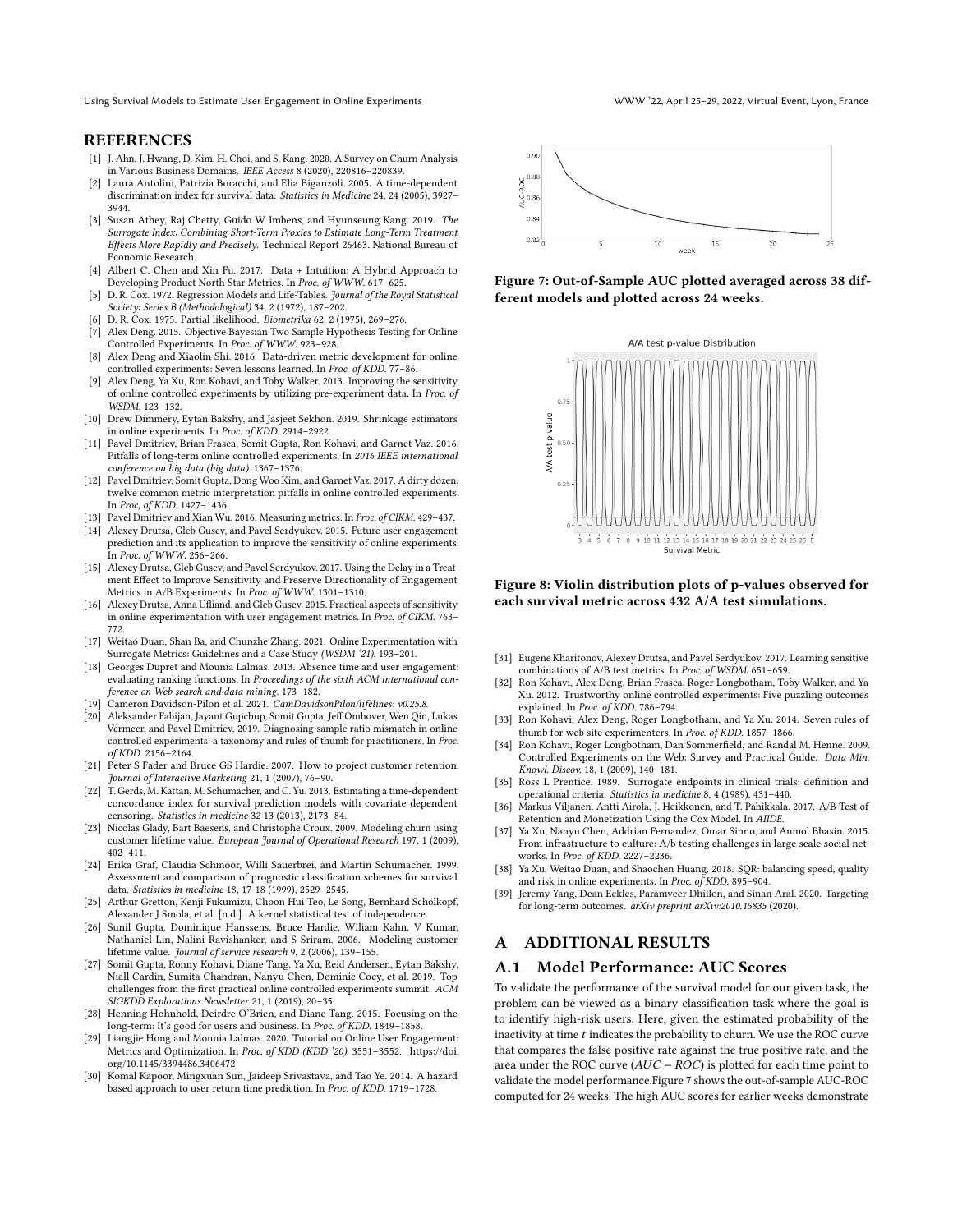## REFERENCES

[1] J. Ahn, J. Hwang, D. Kim, H. Choi, and S. Kang. 2020. A Survey on Churn Analysis in Various Business Domains. *IEEE Access* 8 (2020), 220816–220839.

[2] Laura Antolini, Patrizia Boracchi, and Elia Biganzoli. 2005. A time-dependent discrimination index for survival data. *Statistics in Medicine* 24, 24 (2005), 3927–3944.

[3] Susan Athey, Raj Chetty, Guido W Imbens, and Hyunseung Kang. 2019. *The Surrogate Index: Combining Short-Term Proxies to Estimate Long-Term Treatment Effects More Rapidly and Precisely.* Technical Report 26463. National Bureau of Economic Research.

[4] Albert C. Chen and Xin Fu. 2017. Data + Intuition: A Hybrid Approach to Developing Product North Star Metrics. In *Proc. of WWW*. 617–625.

[5] D. R. Cox. 1972. Regression Models and Life-Tables. *Journal of the Royal Statistical Society: Series B (Methodological)* 34, 2 (1972), 187–202.

[6] D. R. Cox. 1975. Partial likelihood. *Biometrika* 62, 2 (1975), 269–276.

[7] Alex Deng. 2015. Objective Bayesian Two Sample Hypothesis Testing for Online Controlled Experiments. In *Proc. of WWW*. 923–928.

[8] Alex Deng and Xiaolin Shi. 2016. Data-driven metric development for online controlled experiments: Seven lessons learned. In *Proc. of KDD*. 77–86.

[9] Alex Deng, Ya Xu, Ron Kohavi, and Toby Walker. 2013. Improving the sensitivity of online controlled experiments by utilizing pre-experiment data. In *Proc. of WSDM*. 123–132.

[10] Drew Dimmery, Eytan Bakshy, and Jasjeet Sekhon. 2019. Shrinkage estimators in online experiments. In *Proc. of KDD*. 2914–2922.

[11] Pavel Dmitriev, Brian Frasca, Somit Gupta, Ron Kohavi, and Garnet Vaz. 2016. Pitfalls of long-term online controlled experiments. In *2016 IEEE international conference on big data (big data)*. 1367–1376.

[12] Pavel Dmitriev, Somit Gupta, Dong Woo Kim, and Garnet Vaz. 2017. A dirty dozen: twelve common metric interpretation pitfalls in online controlled experiments. In *Proc, of KDD*. 1427–1436.

[13] Pavel Dmitriev and Xian Wu. 2016. Measuring metrics. In *Proc. of CIKM*. 429–437.

[14] Alexey Drutsa, Gleb Gusev, and Pavel Serdyukov. 2015. Future user engagement prediction and its application to improve the sensitivity of online experiments. In *Proc. of WWW*. 256–266.

[15] Alexey Drutsa, Gleb Gusev, and Pavel Serdyukov. 2017. Using the Delay in a Treatment Effect to Improve Sensitivity and Preserve Directionality of Engagement Metrics in A/B Experiments. In *Proc. of WWW*. 1301–1310.

[16] Alexey Drutsa, Anna Ufliand, and Gleb Gusev. 2015. Practical aspects of sensitivity in online experimentation with user engagement metrics. In *Proc. of CIKM*. 763–772.

[17] Weitao Duan, Shan Ba, and Chunzhe Zhang. 2021. Online Experimentation with Surrogate Metrics: Guidelines and a Case Study *(WSDM '21)*. 193–201.

[18] Georges Dupret and Mounia Lalmas. 2013. Absence time and user engagement: evaluating ranking functions. In *Proceedings of the sixth ACM international conference on Web search and data mining*. 173–182.

[19] Cameron Davidson-Pilon et al. 2021. *CamDavidsonPilon/lifelines: v0.25.8*.

[20] Aleksander Fabijan, Jayant Gupchup, Somit Gupta, Jeff Omhover, Wen Qin, Lukas Vermeer, and Pavel Dmitriev. 2019. Diagnosing sample ratio mismatch in online controlled experiments: a taxonomy and rules of thumb for practitioners. In *Proc. of KDD*. 2156–2164.

[21] Peter S Fader and Bruce GS Hardie. 2007. How to project customer retention. *Journal of Interactive Marketing* 21, 1 (2007), 76–90.

[22] T. Gerds, M. Kattan, M. Schumacher, and C. Yu. 2013. Estimating a time-dependent concordance index for survival prediction models with covariate dependent censoring. *Statistics in medicine* 32 13 (2013), 2173–84.

[23] Nicolas Glady, Bart Baesens, and Christophe Croux. 2009. Modeling churn using customer lifetime value. *European Journal of Operational Research* 197, 1 (2009), 402–411.

[24] Erika Graf, Claudia Schmoor, Willi Sauerbrei, and Martin Schumacher. 1999. Assessment and comparison of prognostic classification schemes for survival data. *Statistics in medicine* 18, 17-18 (1999), 2529–2545.

[25] Arthur Gretton, Kenji Fukumizu, Choon Hui Teo, Le Song, Bernhard Schölkopf, Alexander J Smola, et al. [n.d.]. A kernel statistical test of independence.

[26] Sunil Gupta, Dominique Hanssens, Bruce Hardie, Wiliam Kahn, V Kumar, Nathaniel Lin, Nalini Ravishanker, and S Sriram. 2006. Modeling customer lifetime value. *Journal of service research* 9, 2 (2006), 139–155.

[27] Somit Gupta, Ronny Kohavi, Diane Tang, Ya Xu, Reid Andersen, Eytan Bakshy, Niall Cardin, Sumita Chandran, Nanyu Chen, Dominic Coey, et al. 2019. Top challenges from the first practical online controlled experiments summit. *ACM SIGKDD Explorations Newsletter* 21, 1 (2019), 20–35.

[28] Henning Hohnhold, Deirdre O'Brien, and Diane Tang. 2015. Focusing on the long-term: It's good for users and business. In *Proc. of KDD*. 1849–1858.

[29] Liangjie Hong and Mounia Lalmas. 2020. Tutorial on Online User Engagement: Metrics and Optimization. In *Proc. of KDD (KDD '20)*. 3551–3552. https://doi.org/10.1145/3394486.3406472

[30] Komal Kapoor, Mingxuan Sun, Jaideep Srivastava, and Tao Ye. 2014. A hazard based approach to user return time prediction. In *Proc. of KDD*. 1719–1728.

**Figure 7: Out-of-Sample AUC plotted averaged across 38 different models and plotted across 24 weeks.**

**Figure 8: Violin distribution plots of p-values observed for each survival metric across 432 A/A test simulations.**

[31] Eugene Kharitonov, Alexey Drutsa, and Pavel Serdyukov. 2017. Learning sensitive combinations of A/B test metrics. In *Proc. of WSDM*. 651–659.

[32] Ron Kohavi, Alex Deng, Brian Frasca, Roger Longbotham, Toby Walker, and Ya Xu. 2012. Trustworthy online controlled experiments: Five puzzling outcomes explained. In *Proc. of KDD*. 786–794.

[33] Ron Kohavi, Alex Deng, Roger Longbotham, and Ya Xu. 2014. Seven rules of thumb for web site experimenters. In *Proc. of KDD*. 1857–1866.

[34] Ron Kohavi, Roger Longbotham, Dan Sommerfield, and Randal M. Henne. 2009. Controlled Experiments on the Web: Survey and Practical Guide. *Data Min. Knowl. Discov.* 18, 1 (2009), 140–181.

[35] Ross L Prentice. 1989. Surrogate endpoints in clinical trials: definition and operational criteria. *Statistics in medicine* 8, 4 (1989), 431–440.

[36] Markus Viljanen, Antti Airola, J. Heikkonen, and T. Pahikkala. 2017. A/B-Test of Retention and Monetization Using the Cox Model. In *AIIDE*.

[37] Ya Xu, Nanyu Chen, Addrian Fernandez, Omar Sinno, and Anmol Bhasin. 2015. From infrastructure to culture: A/b testing challenges in large scale social networks. In *Proc. of KDD*. 2227–2236.

[38] Ya Xu, Weitao Duan, and Shaochen Huang. 2018. SQR: balancing speed, quality and risk in online experiments. In *Proc. of KDD*. 895–904.

[39] Jeremy Yang, Dean Eckles, Paramveer Dhillon, and Sinan Aral. 2020. Targeting for long-term outcomes. *arXiv preprint arXiv:2010.15835* (2020).

# A ADDITIONAL RESULTS

## A.1 Model Performance: AUC Scores

To validate the performance of the survival model for our given task, the problem can be viewed as a binary classification task where the goal is to identify high-risk users. Here, given the estimated probability of the inactivity at time $t$ indicates the probability to churn. We use the ROC curve that compares the false positive rate against the true positive rate, and the area under the ROC curve ($AUC - ROC$) is plotted for each time point to validate the model performance.Figure 7 shows the out-of-sample AUC-ROC computed for 24 weeks. The high AUC scores for earlier weeks demonstrate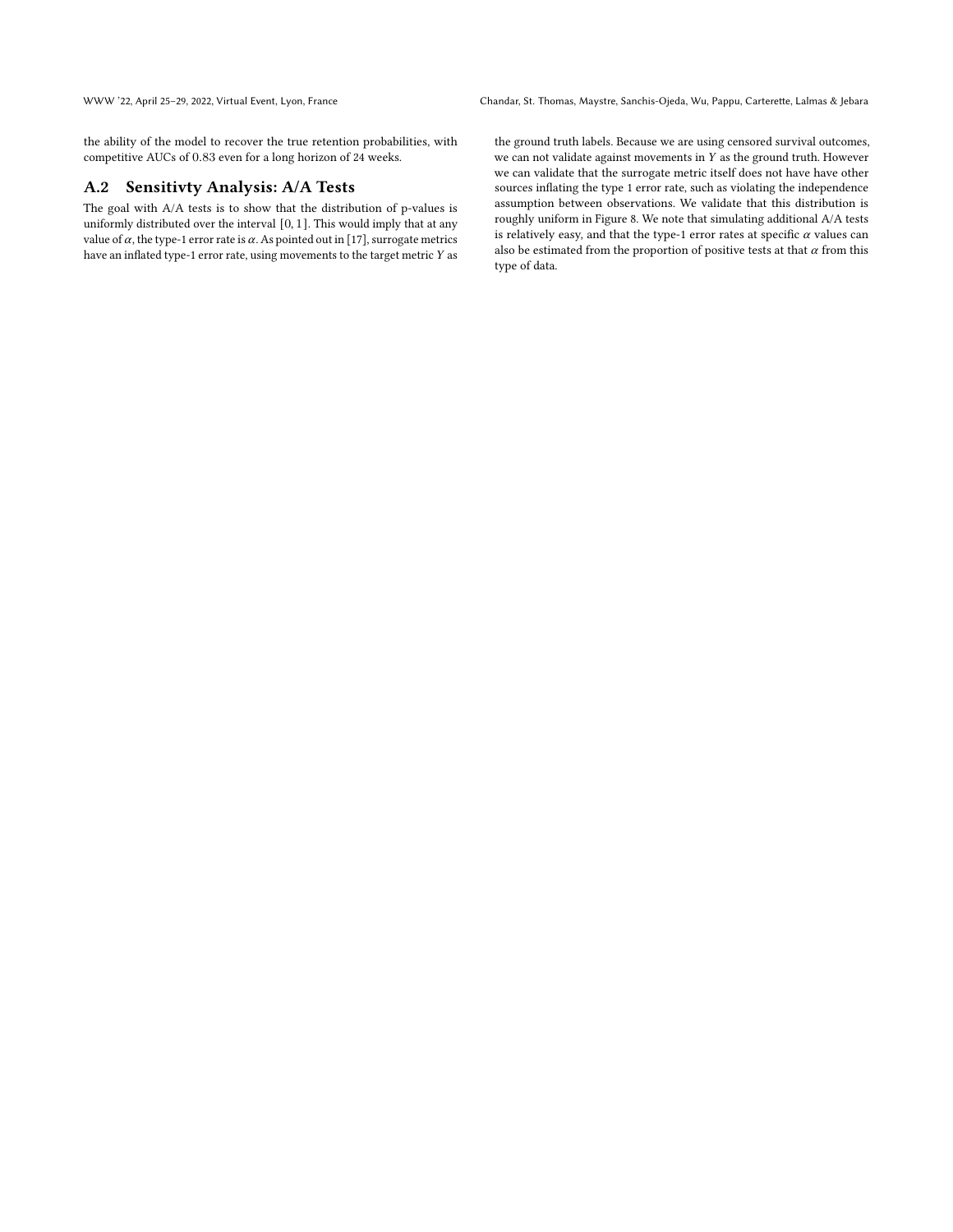the ability of the model to recover the true retention probabilities, with competitive AUCs of 0.83 even for a long horizon of 24 weeks.

## A.2 Sensitivty Analysis: A/A Tests

The goal with A/A tests is to show that the distribution of p-values is uniformly distributed over the interval $[0, 1]$. This would imply that at any value of $\alpha$, the type-1 error rate is $\alpha$. As pointed out in [17], surrogate metrics have an inflated type-1 error rate, using movements to the target metric $Y$ as the ground truth labels. Because we are using censored survival outcomes, we can not validate against movements in $Y$ as the ground truth. However we can validate that the surrogate metric itself does not have have other sources inflating the type 1 error rate, such as violating the independence assumption between observations. We validate that this distribution is roughly uniform in Figure 8. We note that simulating additional A/A tests is relatively easy, and that the type-1 error rates at specific $\alpha$ values can also be estimated from the proportion of positive tests at that $\alpha$ from this type of data.